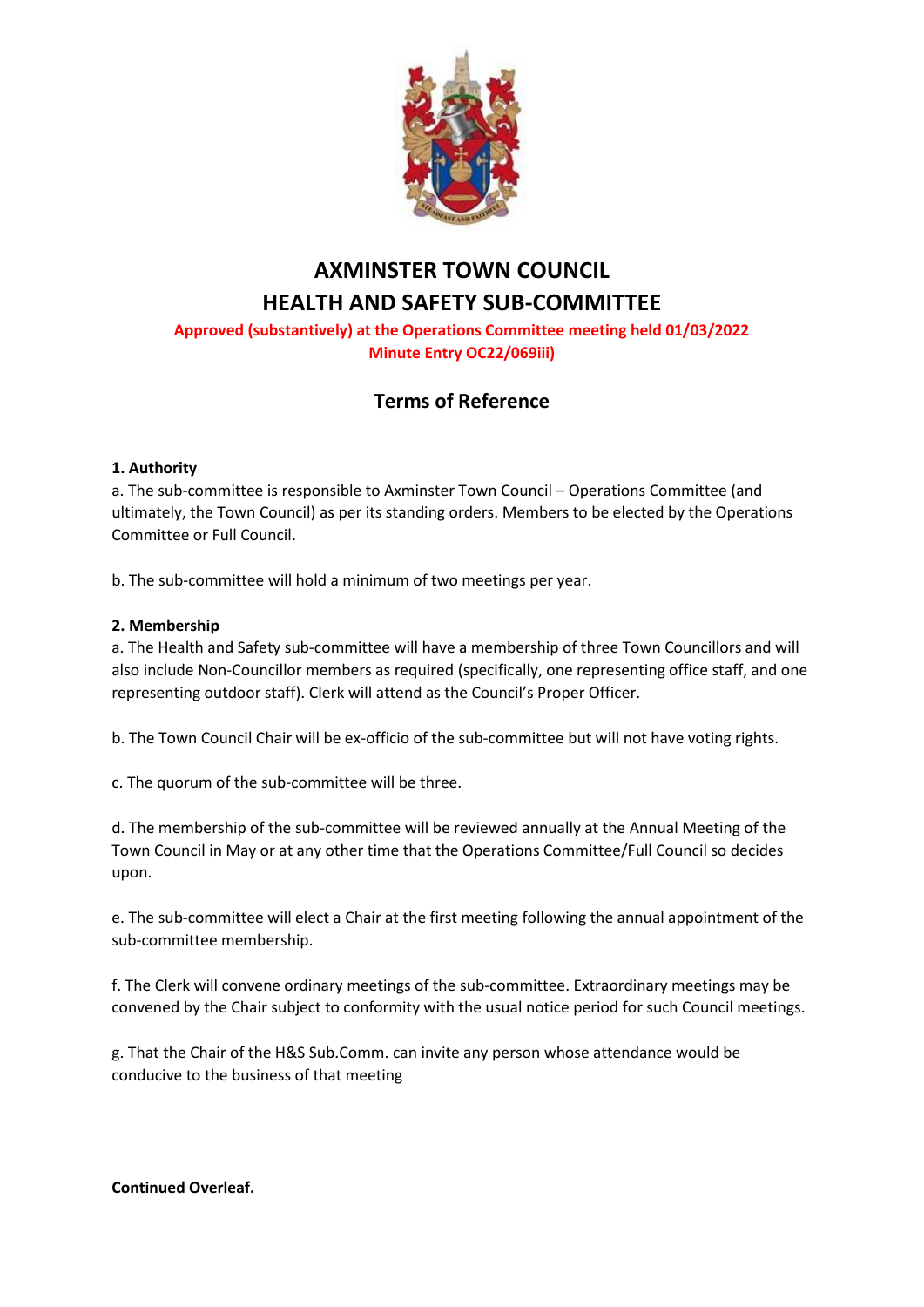# AXMINSTER TOWN COUNCIL
# HEALTH AND SAFETY SUB-COMMITTEE

**Approved (substantively) at the Operations Committee meeting held 01/03/2022**
**Minute Entry OC22/069iii)**

## Terms of Reference

**1. Authority**

a. The sub-committee is responsible to Axminster Town Council – Operations Committee (and ultimately, the Town Council) as per its standing orders. Members to be elected by the Operations Committee or Full Council.

b. The sub-committee will hold a minimum of two meetings per year.

**2. Membership**

a. The Health and Safety sub-committee will have a membership of three Town Councillors and will also include Non-Councillor members as required (specifically, one representing office staff, and one representing outdoor staff). Clerk will attend as the Council's Proper Officer.

b. The Town Council Chair will be ex-officio of the sub-committee but will not have voting rights.

c. The quorum of the sub-committee will be three.

d. The membership of the sub-committee will be reviewed annually at the Annual Meeting of the Town Council in May or at any other time that the Operations Committee/Full Council so decides upon.

e. The sub-committee will elect a Chair at the first meeting following the annual appointment of the sub-committee membership.

f. The Clerk will convene ordinary meetings of the sub-committee. Extraordinary meetings may be convened by the Chair subject to conformity with the usual notice period for such Council meetings.

g. That the Chair of the H&S Sub.Comm. can invite any person whose attendance would be conducive to the business of that meeting

**Continued Overleaf.**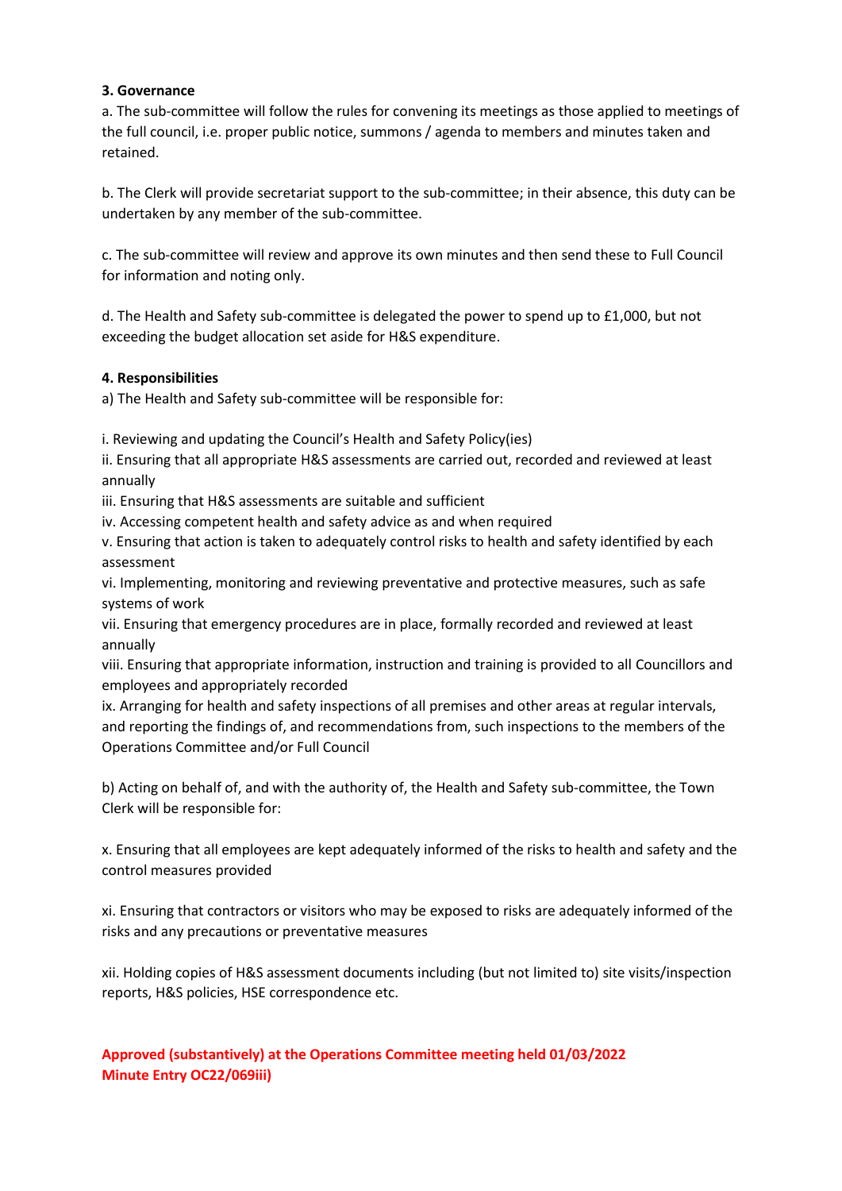**3. Governance**

a. The sub-committee will follow the rules for convening its meetings as those applied to meetings of the full council, i.e. proper public notice, summons / agenda to members and minutes taken and retained.

b. The Clerk will provide secretariat support to the sub-committee; in their absence, this duty can be undertaken by any member of the sub-committee.

c. The sub-committee will review and approve its own minutes and then send these to Full Council for information and noting only.

d. The Health and Safety sub-committee is delegated the power to spend up to £1,000, but not exceeding the budget allocation set aside for H&S expenditure.

**4. Responsibilities**

a) The Health and Safety sub-committee will be responsible for:

i. Reviewing and updating the Council's Health and Safety Policy(ies)
ii. Ensuring that all appropriate H&S assessments are carried out, recorded and reviewed at least annually
iii. Ensuring that H&S assessments are suitable and sufficient
iv. Accessing competent health and safety advice as and when required
v. Ensuring that action is taken to adequately control risks to health and safety identified by each assessment
vi. Implementing, monitoring and reviewing preventative and protective measures, such as safe systems of work
vii. Ensuring that emergency procedures are in place, formally recorded and reviewed at least annually
viii. Ensuring that appropriate information, instruction and training is provided to all Councillors and employees and appropriately recorded
ix. Arranging for health and safety inspections of all premises and other areas at regular intervals, and reporting the findings of, and recommendations from, such inspections to the members of the Operations Committee and/or Full Council

b) Acting on behalf of, and with the authority of, the Health and Safety sub-committee, the Town Clerk will be responsible for:

x. Ensuring that all employees are kept adequately informed of the risks to health and safety and the control measures provided

xi. Ensuring that contractors or visitors who may be exposed to risks are adequately informed of the risks and any precautions or preventative measures

xii. Holding copies of H&S assessment documents including (but not limited to) site visits/inspection reports, H&S policies, HSE correspondence etc.

**Approved (substantively) at the Operations Committee meeting held 01/03/2022**
**Minute Entry OC22/069iii)**